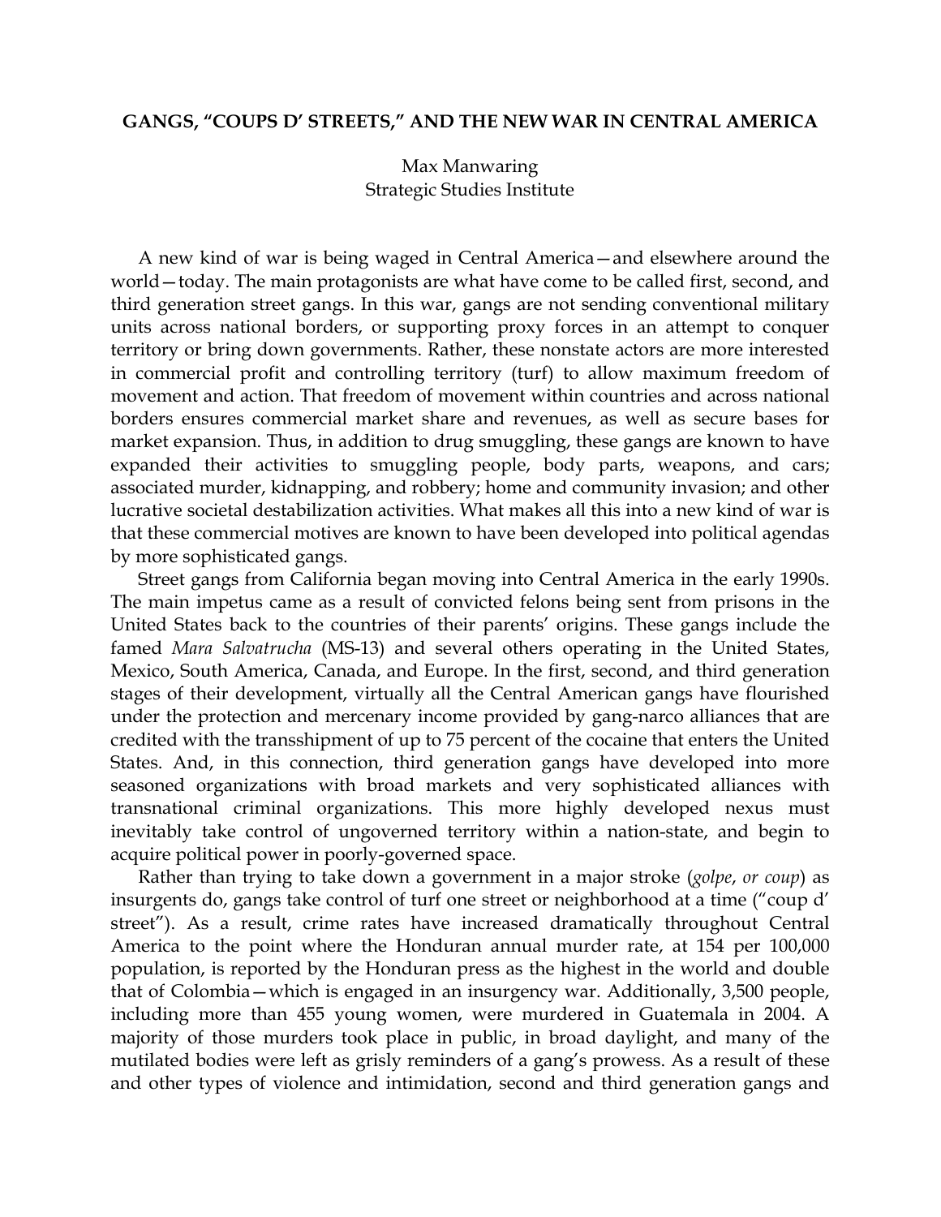# GANGS, "COUPS D' STREETS," AND THE NEW WAR IN CENTRAL AMERICA

Max Manwaring
Strategic Studies Institute

A new kind of war is being waged in Central America—and elsewhere around the world—today. The main protagonists are what have come to be called first, second, and third generation street gangs. In this war, gangs are not sending conventional military units across national borders, or supporting proxy forces in an attempt to conquer territory or bring down governments. Rather, these nonstate actors are more interested in commercial profit and controlling territory (turf) to allow maximum freedom of movement and action. That freedom of movement within countries and across national borders ensures commercial market share and revenues, as well as secure bases for market expansion. Thus, in addition to drug smuggling, these gangs are known to have expanded their activities to smuggling people, body parts, weapons, and cars; associated murder, kidnapping, and robbery; home and community invasion; and other lucrative societal destabilization activities. What makes all this into a new kind of war is that these commercial motives are known to have been developed into political agendas by more sophisticated gangs.

Street gangs from California began moving into Central America in the early 1990s. The main impetus came as a result of convicted felons being sent from prisons in the United States back to the countries of their parents' origins. These gangs include the famed *Mara Salvatrucha* (MS-13) and several others operating in the United States, Mexico, South America, Canada, and Europe. In the first, second, and third generation stages of their development, virtually all the Central American gangs have flourished under the protection and mercenary income provided by gang-narco alliances that are credited with the transshipment of up to 75 percent of the cocaine that enters the United States. And, in this connection, third generation gangs have developed into more seasoned organizations with broad markets and very sophisticated alliances with transnational criminal organizations. This more highly developed nexus must inevitably take control of ungoverned territory within a nation-state, and begin to acquire political power in poorly-governed space.

Rather than trying to take down a government in a major stroke (*golpe*, *or coup*) as insurgents do, gangs take control of turf one street or neighborhood at a time ("coup d' street"). As a result, crime rates have increased dramatically throughout Central America to the point where the Honduran annual murder rate, at 154 per 100,000 population, is reported by the Honduran press as the highest in the world and double that of Colombia—which is engaged in an insurgency war. Additionally, 3,500 people, including more than 455 young women, were murdered in Guatemala in 2004. A majority of those murders took place in public, in broad daylight, and many of the mutilated bodies were left as grisly reminders of a gang's prowess. As a result of these and other types of violence and intimidation, second and third generation gangs and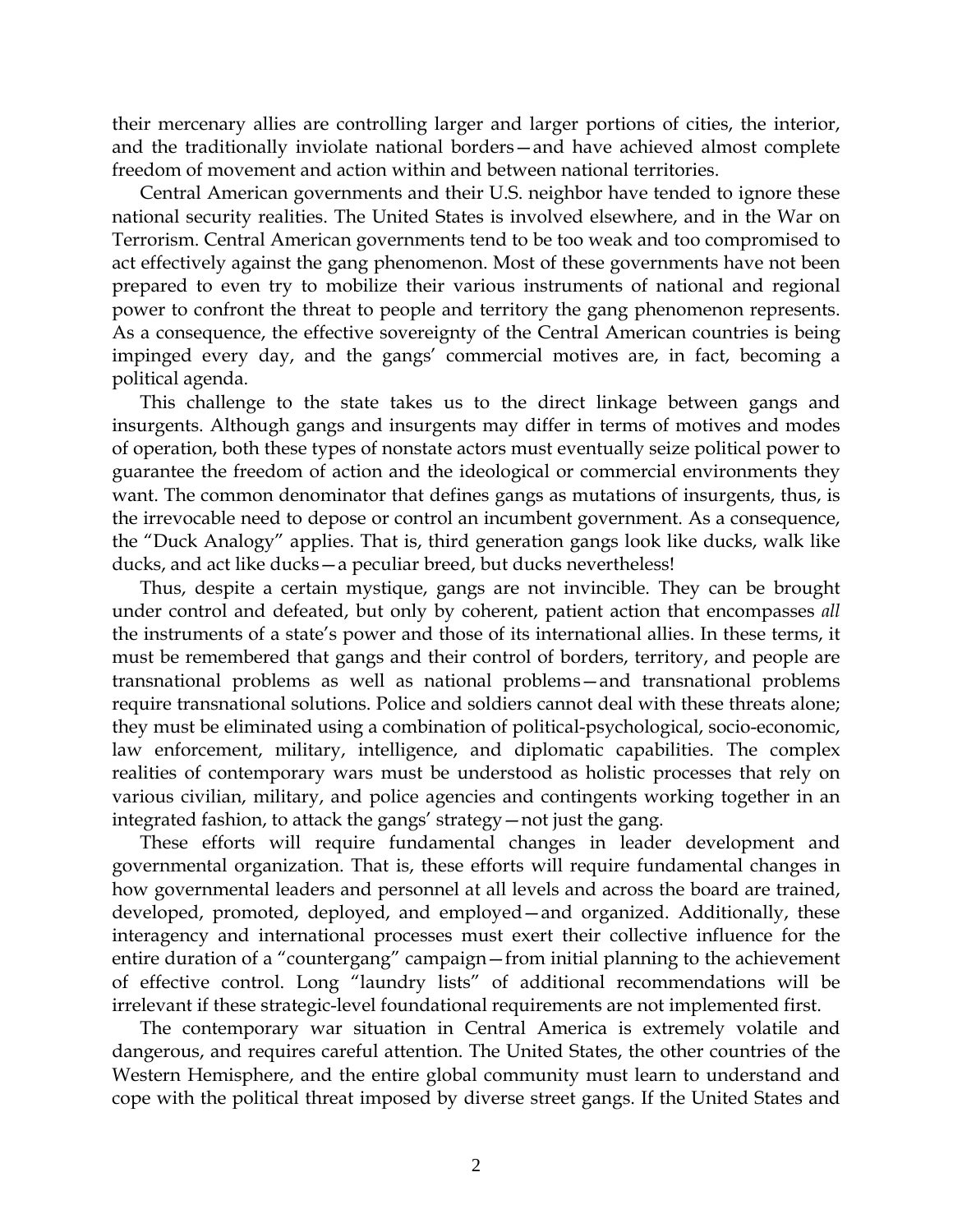their mercenary allies are controlling larger and larger portions of cities, the interior, and the traditionally inviolate national borders—and have achieved almost complete freedom of movement and action within and between national territories.

Central American governments and their U.S. neighbor have tended to ignore these national security realities. The United States is involved elsewhere, and in the War on Terrorism. Central American governments tend to be too weak and too compromised to act effectively against the gang phenomenon. Most of these governments have not been prepared to even try to mobilize their various instruments of national and regional power to confront the threat to people and territory the gang phenomenon represents. As a consequence, the effective sovereignty of the Central American countries is being impinged every day, and the gangs' commercial motives are, in fact, becoming a political agenda.

This challenge to the state takes us to the direct linkage between gangs and insurgents. Although gangs and insurgents may differ in terms of motives and modes of operation, both these types of nonstate actors must eventually seize political power to guarantee the freedom of action and the ideological or commercial environments they want. The common denominator that defines gangs as mutations of insurgents, thus, is the irrevocable need to depose or control an incumbent government. As a consequence, the "Duck Analogy" applies. That is, third generation gangs look like ducks, walk like ducks, and act like ducks—a peculiar breed, but ducks nevertheless!

Thus, despite a certain mystique, gangs are not invincible. They can be brought under control and defeated, but only by coherent, patient action that encompasses *all* the instruments of a state's power and those of its international allies. In these terms, it must be remembered that gangs and their control of borders, territory, and people are transnational problems as well as national problems—and transnational problems require transnational solutions. Police and soldiers cannot deal with these threats alone; they must be eliminated using a combination of political-psychological, socio-economic, law enforcement, military, intelligence, and diplomatic capabilities. The complex realities of contemporary wars must be understood as holistic processes that rely on various civilian, military, and police agencies and contingents working together in an integrated fashion, to attack the gangs' strategy—not just the gang.

These efforts will require fundamental changes in leader development and governmental organization. That is, these efforts will require fundamental changes in how governmental leaders and personnel at all levels and across the board are trained, developed, promoted, deployed, and employed—and organized. Additionally, these interagency and international processes must exert their collective influence for the entire duration of a "countergang" campaign—from initial planning to the achievement of effective control. Long "laundry lists" of additional recommendations will be irrelevant if these strategic-level foundational requirements are not implemented first.

The contemporary war situation in Central America is extremely volatile and dangerous, and requires careful attention. The United States, the other countries of the Western Hemisphere, and the entire global community must learn to understand and cope with the political threat imposed by diverse street gangs. If the United States and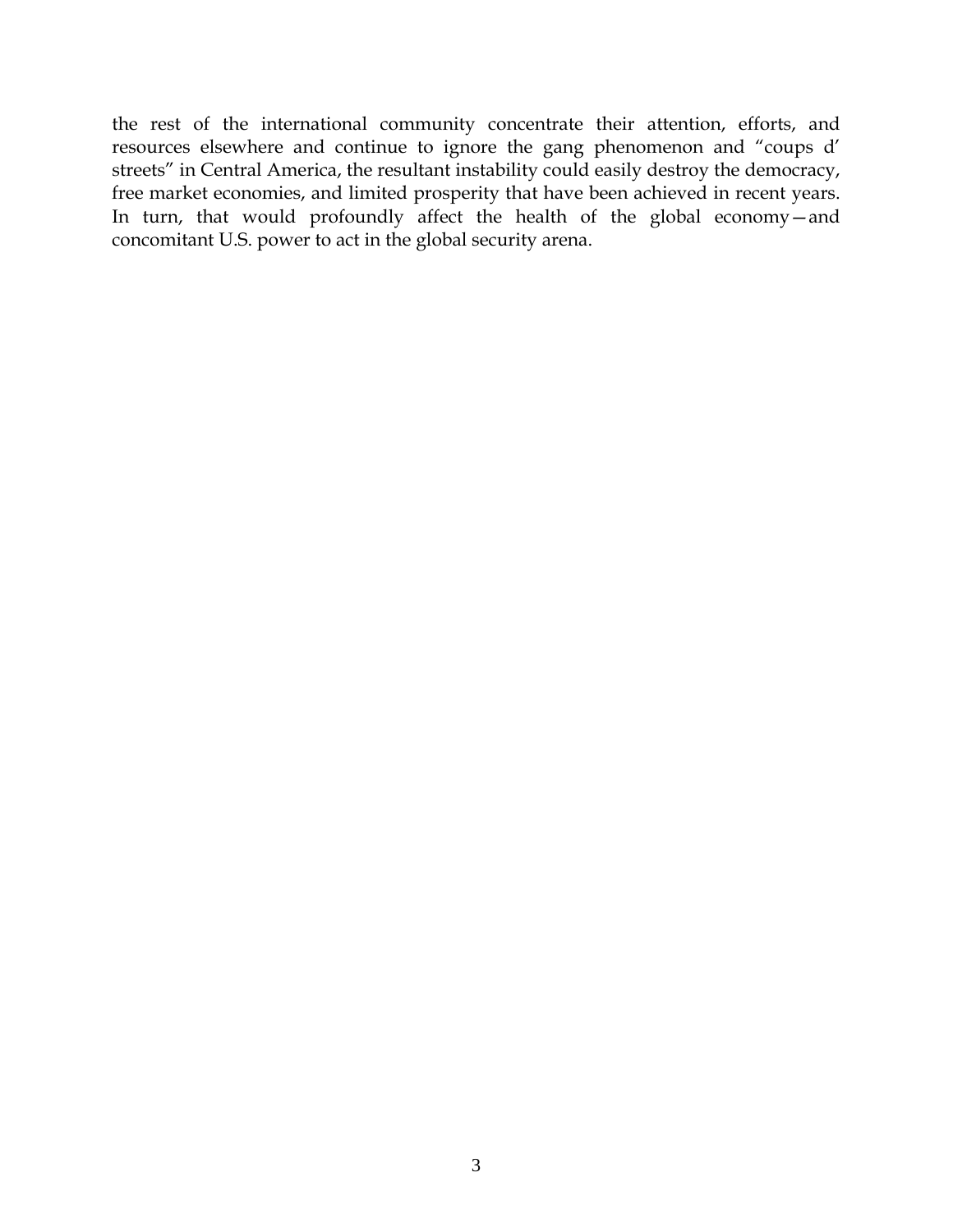the rest of the international community concentrate their attention, efforts, and resources elsewhere and continue to ignore the gang phenomenon and "coups d' streets" in Central America, the resultant instability could easily destroy the democracy, free market economies, and limited prosperity that have been achieved in recent years. In turn, that would profoundly affect the health of the global economy—and concomitant U.S. power to act in the global security arena.